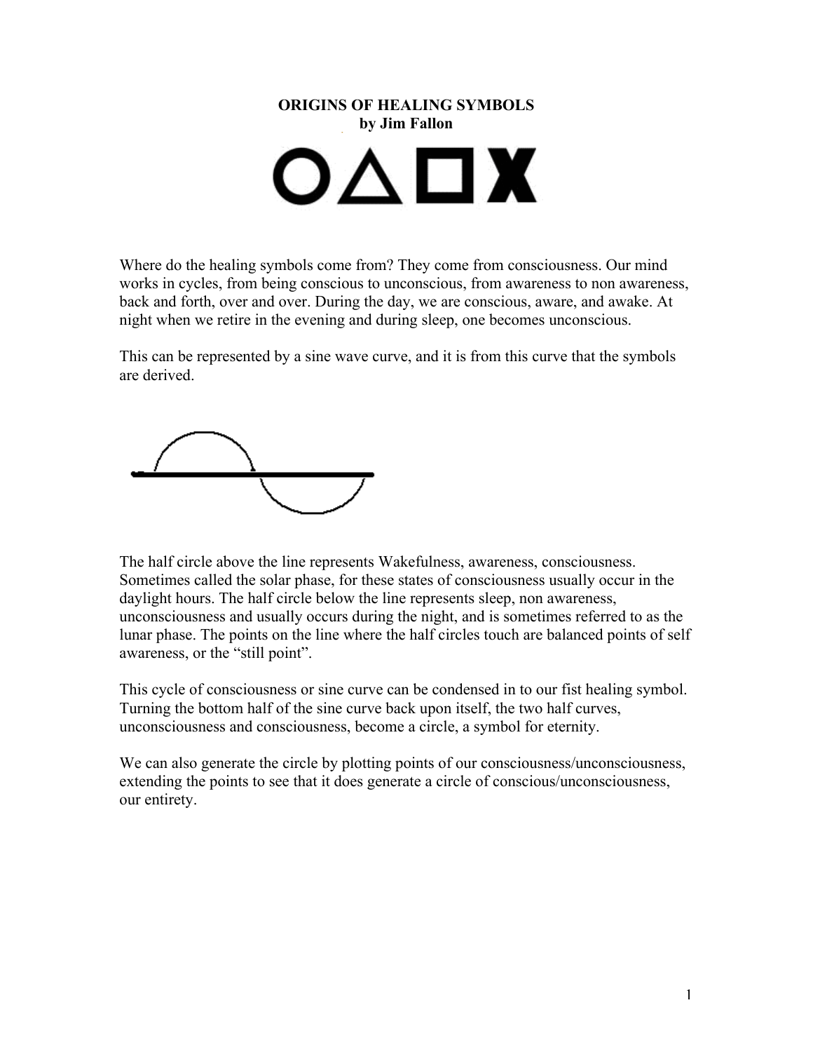# ORIGINS OF HEALING SYMBOLS

**by Jim Fallon**

Where do the healing symbols come from? They come from consciousness. Our mind works in cycles, from being conscious to unconscious, from awareness to non awareness, back and forth, over and over. During the day, we are conscious, aware, and awake. At night when we retire in the evening and during sleep, one becomes unconscious.

This can be represented by a sine wave curve, and it is from this curve that the symbols are derived.

The half circle above the line represents Wakefulness, awareness, consciousness. Sometimes called the solar phase, for these states of consciousness usually occur in the daylight hours. The half circle below the line represents sleep, non awareness, unconsciousness and usually occurs during the night, and is sometimes referred to as the lunar phase. The points on the line where the half circles touch are balanced points of self awareness, or the "still point".

This cycle of consciousness or sine curve can be condensed in to our fist healing symbol. Turning the bottom half of the sine curve back upon itself, the two half curves, unconsciousness and consciousness, become a circle, a symbol for eternity.

We can also generate the circle by plotting points of our consciousness/unconsciousness, extending the points to see that it does generate a circle of conscious/unconsciousness, our entirety.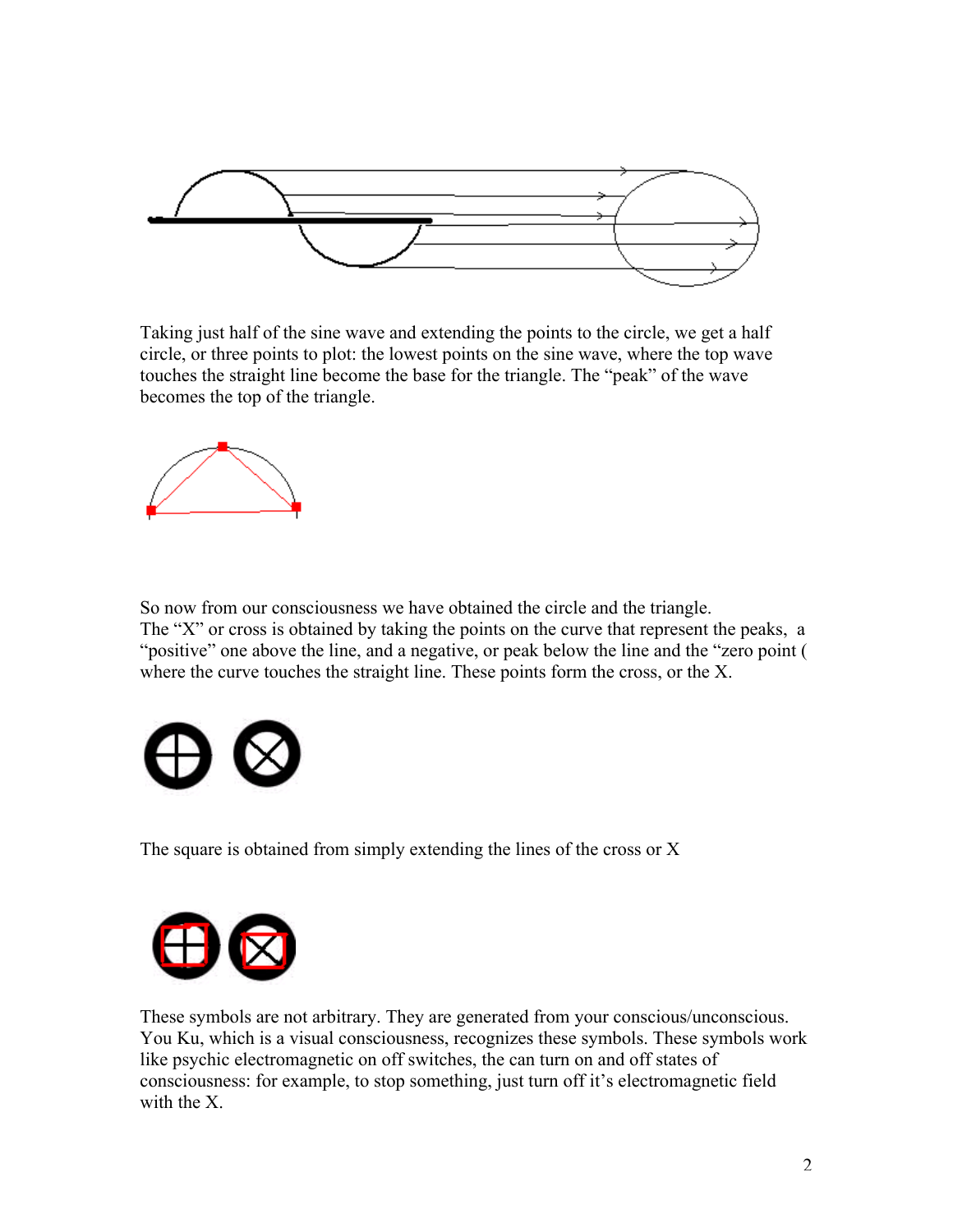Taking just half of the sine wave and extending the points to the circle, we get a half circle, or three points to plot: the lowest points on the sine wave, where the top wave touches the straight line become the base for the triangle. The “peak” of the wave becomes the top of the triangle.

So now from our consciousness we have obtained the circle and the triangle.
The “X” or cross is obtained by taking the points on the curve that represent the peaks, a “positive” one above the line, and a negative, or peak below the line and the “zero point ( where the curve touches the straight line. These points form the cross, or the X.

The square is obtained from simply extending the lines of the cross or X

These symbols are not arbitrary. They are generated from your conscious/unconscious. You Ku, which is a visual consciousness, recognizes these symbols. These symbols work like psychic electromagnetic on off switches, the can turn on and off states of consciousness: for example, to stop something, just turn off it’s electromagnetic field with the X.